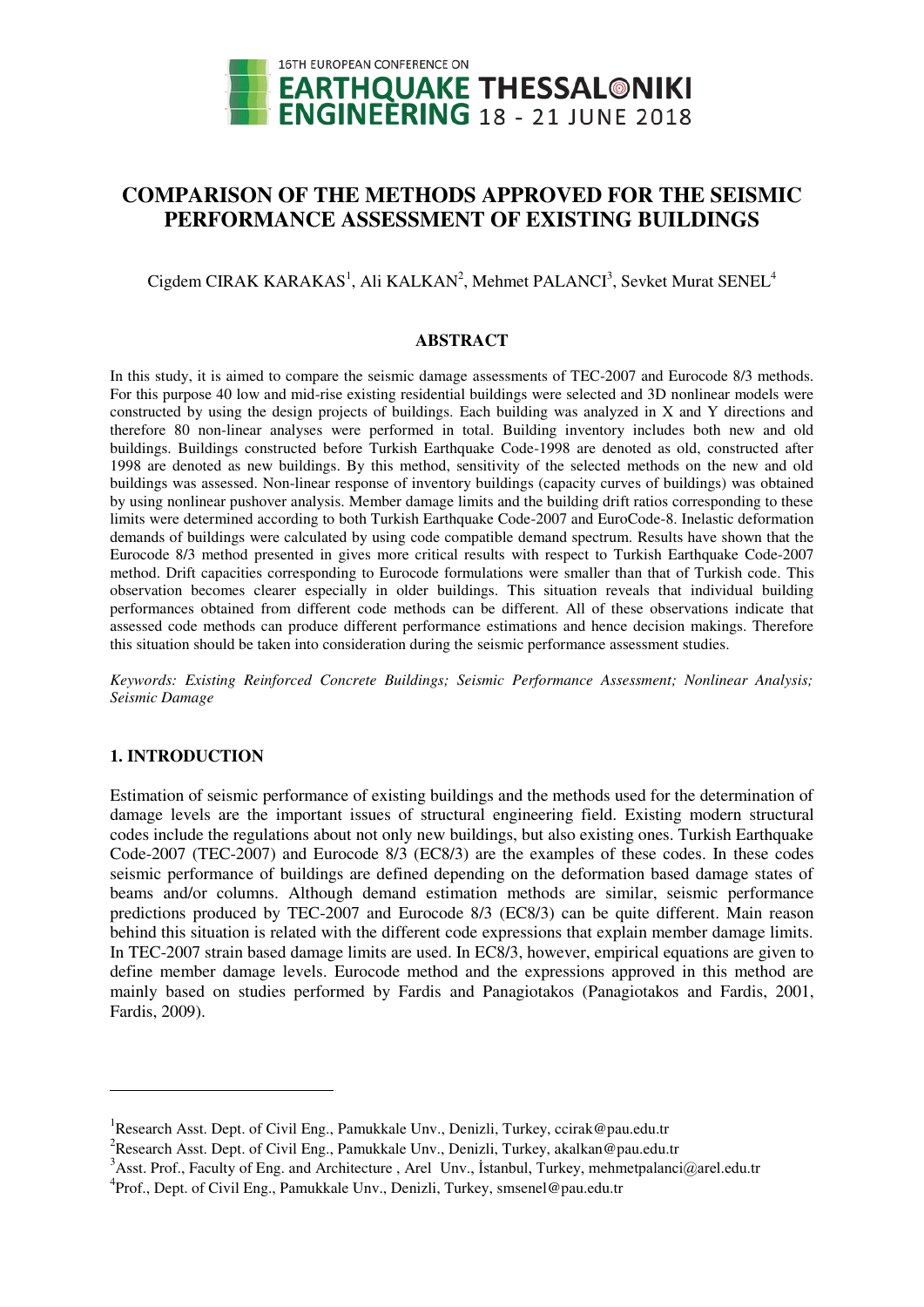# COMPARISON OF THE METHODS APPROVED FOR THE SEISMIC PERFORMANCE ASSESSMENT OF EXISTING BUILDINGS

Cigdem CIRAK KARAKAS[1], Ali KALKAN[2], Mehmet PALANCI[3], Sevket Murat SENEL[4]

## ABSTRACT

In this study, it is aimed to compare the seismic damage assessments of TEC-2007 and Eurocode 8/3 methods. For this purpose 40 low and mid-rise existing residential buildings were selected and 3D nonlinear models were constructed by using the design projects of buildings. Each building was analyzed in X and Y directions and therefore 80 non-linear analyses were performed in total. Building inventory includes both new and old buildings. Buildings constructed before Turkish Earthquake Code-1998 are denoted as old, constructed after 1998 are denoted as new buildings. By this method, sensitivity of the selected methods on the new and old buildings was assessed. Non-linear response of inventory buildings (capacity curves of buildings) was obtained by using nonlinear pushover analysis. Member damage limits and the building drift ratios corresponding to these limits were determined according to both Turkish Earthquake Code-2007 and EuroCode-8. Inelastic deformation demands of buildings were calculated by using code compatible demand spectrum. Results have shown that the Eurocode 8/3 method presented in gives more critical results with respect to Turkish Earthquake Code-2007 method. Drift capacities corresponding to Eurocode formulations were smaller than that of Turkish code. This observation becomes clearer especially in older buildings. This situation reveals that individual building performances obtained from different code methods can be different. All of these observations indicate that assessed code methods can produce different performance estimations and hence decision makings. Therefore this situation should be taken into consideration during the seismic performance assessment studies.

*Keywords: Existing Reinforced Concrete Buildings; Seismic Performance Assessment; Nonlinear Analysis; Seismic Damage*

## 1. INTRODUCTION

Estimation of seismic performance of existing buildings and the methods used for the determination of damage levels are the important issues of structural engineering field. Existing modern structural codes include the regulations about not only new buildings, but also existing ones. Turkish Earthquake Code-2007 (TEC-2007) and Eurocode 8/3 (EC8/3) are the examples of these codes. In these codes seismic performance of buildings are defined depending on the deformation based damage states of beams and/or columns. Although demand estimation methods are similar, seismic performance predictions produced by TEC-2007 and Eurocode 8/3 (EC8/3) can be quite different. Main reason behind this situation is related with the different code expressions that explain member damage limits. In TEC-2007 strain based damage limits are used. In EC8/3, however, empirical equations are given to define member damage levels. Eurocode method and the expressions approved in this method are mainly based on studies performed by Fardis and Panagiotakos (Panagiotakos and Fardis, 2001, Fardis, 2009).

---

[1]Research Asst. Dept. of Civil Eng., Pamukkale Unv., Denizli, Turkey, ccirak@pau.edu.tr

[2]Research Asst. Dept. of Civil Eng., Pamukkale Unv., Denizli, Turkey, akalkan@pau.edu.tr

[3]Asst. Prof., Faculty of Eng. and Architecture , Arel Unv., İstanbul, Turkey, mehmetpalanci@arel.edu.tr

[4]Prof., Dept. of Civil Eng., Pamukkale Unv., Denizli, Turkey, smsenel@pau.edu.tr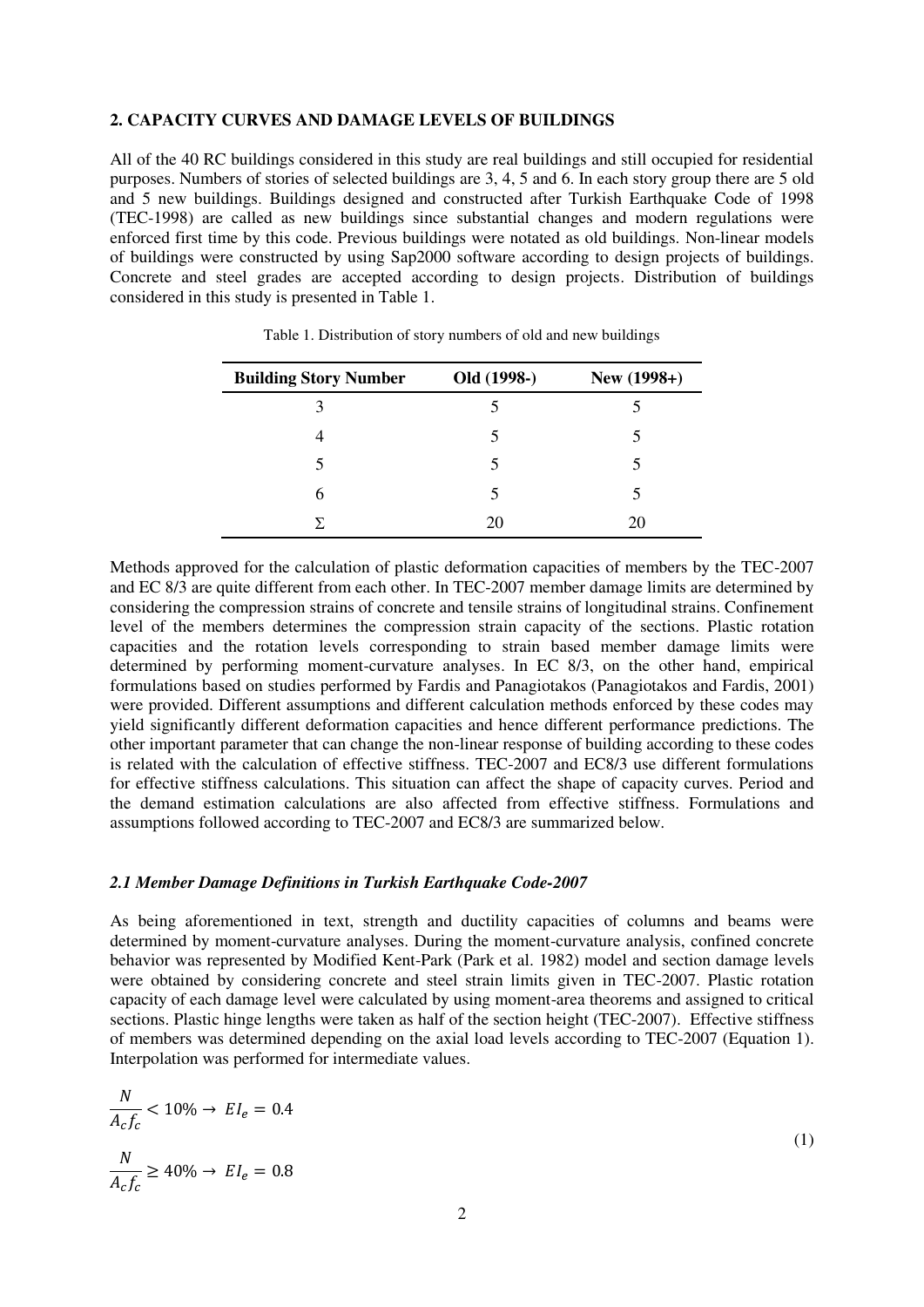## 2. CAPACITY CURVES AND DAMAGE LEVELS OF BUILDINGS

All of the 40 RC buildings considered in this study are real buildings and still occupied for residential purposes. Numbers of stories of selected buildings are 3, 4, 5 and 6. In each story group there are 5 old and 5 new buildings. Buildings designed and constructed after Turkish Earthquake Code of 1998 (TEC-1998) are called as new buildings since substantial changes and modern regulations were enforced first time by this code. Previous buildings were notated as old buildings. Non-linear models of buildings were constructed by using Sap2000 software according to design projects of buildings. Concrete and steel grades are accepted according to design projects. Distribution of buildings considered in this study is presented in Table 1.

Table 1. Distribution of story numbers of old and new buildings

| Building Story Number | Old (1998-) | New (1998+) |
|---|---|---|
| 3 | 5 | 5 |
| 4 | 5 | 5 |
| 5 | 5 | 5 |
| 6 | 5 | 5 |
| Σ | 20 | 20 |

Methods approved for the calculation of plastic deformation capacities of members by the TEC-2007 and EC 8/3 are quite different from each other. In TEC-2007 member damage limits are determined by considering the compression strains of concrete and tensile strains of longitudinal strains. Confinement level of the members determines the compression strain capacity of the sections. Plastic rotation capacities and the rotation levels corresponding to strain based member damage limits were determined by performing moment-curvature analyses. In EC 8/3, on the other hand, empirical formulations based on studies performed by Fardis and Panagiotakos (Panagiotakos and Fardis, 2001) were provided. Different assumptions and different calculation methods enforced by these codes may yield significantly different deformation capacities and hence different performance predictions. The other important parameter that can change the non-linear response of building according to these codes is related with the calculation of effective stiffness. TEC-2007 and EC8/3 use different formulations for effective stiffness calculations. This situation can affect the shape of capacity curves. Period and the demand estimation calculations are also affected from effective stiffness. Formulations and assumptions followed according to TEC-2007 and EC8/3 are summarized below.

### *2.1 Member Damage Definitions in Turkish Earthquake Code-2007*

As being aforementioned in text, strength and ductility capacities of columns and beams were determined by moment-curvature analyses. During the moment-curvature analysis, confined concrete behavior was represented by Modified Kent-Park (Park et al. 1982) model and section damage levels were obtained by considering concrete and steel strain limits given in TEC-2007. Plastic rotation capacity of each damage level were calculated by using moment-area theorems and assigned to critical sections. Plastic hinge lengths were taken as half of the section height (TEC-2007). Effective stiffness of members was determined depending on the axial load levels according to TEC-2007 (Equation 1). Interpolation was performed for intermediate values.

$$\frac{N}{A_c f_c} < 10\% \rightarrow EI_e = 0.4$$

$$\frac{N}{A_c f_c} \geq 40\% \rightarrow EI_e = 0.8 \tag{1}$$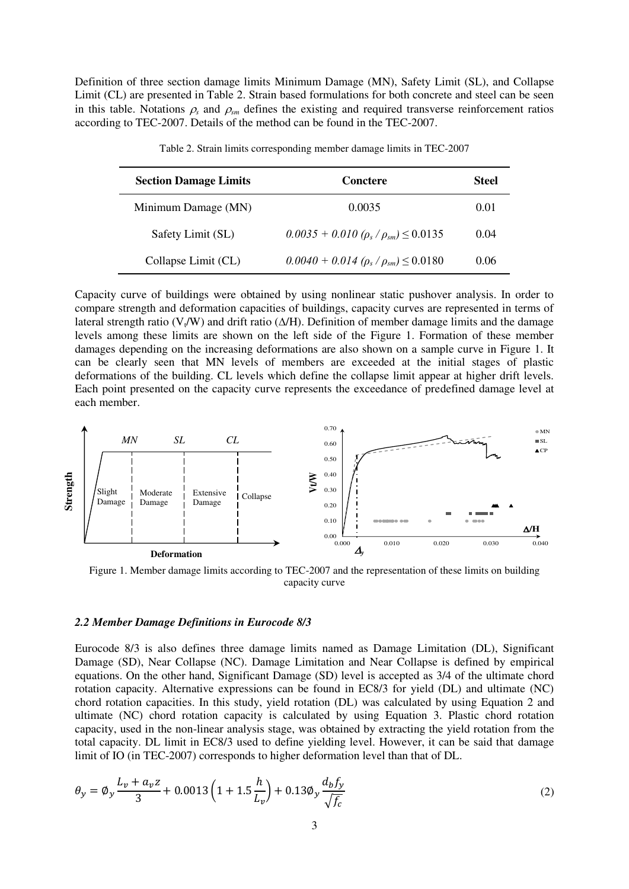Definition of three section damage limits Minimum Damage (MN), Safety Limit (SL), and Collapse Limit (CL) are presented in Table 2. Strain based formulations for both concrete and steel can be seen in this table. Notations $\rho_s$ and $\rho_{sm}$ defines the existing and required transverse reinforcement ratios according to TEC-2007. Details of the method can be found in the TEC-2007.

Table 2. Strain limits corresponding member damage limits in TEC-2007

| Section Damage Limits | Conctere | Steel |
|---|---|---|
| Minimum Damage (MN) | 0.0035 | 0.01 |
| Safety Limit (SL) | $0.0035 + 0.010\ (\rho_s / \rho_{sm}) \leq 0.0135$ | 0.04 |
| Collapse Limit (CL) | $0.0040 + 0.014\ (\rho_s / \rho_{sm}) \leq 0.0180$ | 0.06 |

Capacity curve of buildings were obtained by using nonlinear static pushover analysis. In order to compare strength and deformation capacities of buildings, capacity curves are represented in terms of lateral strength ratio ($V_t/W$) and drift ratio ($\Delta/H$). Definition of member damage limits and the damage levels among these limits are shown on the left side of the Figure 1. Formation of these member damages depending on the increasing deformations are also shown on a sample curve in Figure 1. It can be clearly seen that MN levels of members are exceeded at the initial stages of plastic deformations of the building. CL levels which define the collapse limit appear at higher drift levels. Each point presented on the capacity curve represents the exceedance of predefined damage level at each member.

Figure 1. Member damage limits according to TEC-2007 and the representation of these limits on building capacity curve

### *2.2 Member Damage Definitions in Eurocode 8/3*

Eurocode 8/3 is also defines three damage limits named as Damage Limitation (DL), Significant Damage (SD), Near Collapse (NC). Damage Limitation and Near Collapse is defined by empirical equations. On the other hand, Significant Damage (SD) level is accepted as 3/4 of the ultimate chord rotation capacity. Alternative expressions can be found in EC8/3 for yield (DL) and ultimate (NC) chord rotation capacities. In this study, yield rotation (DL) was calculated by using Equation 2 and ultimate (NC) chord rotation capacity is calculated by using Equation 3. Plastic chord rotation capacity, used in the non-linear analysis stage, was obtained by extracting the yield rotation from the total capacity. DL limit in EC8/3 used to define yielding level. However, it can be said that damage limit of IO (in TEC-2007) corresponds to higher deformation level than that of DL.

$$\theta_y = \emptyset_y \frac{L_v + a_v z}{3} + 0.0013\left(1 + 1.5\frac{h}{L_v}\right) + 0.13\emptyset_y \frac{d_b f_y}{\sqrt{f_c}} \tag{2}$$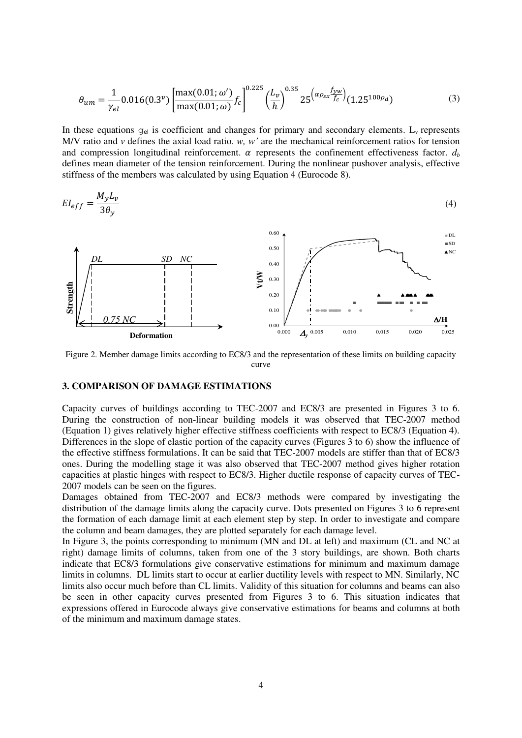$$\theta_{um} = \frac{1}{\gamma_{el}} 0.016(0.3^{v}) \left[\frac{\max(0.01; \omega')}{\max(0.01; \omega)} f_c\right]^{0.225} \left(\frac{L_v}{h}\right)^{0.35} 25^{\left(\alpha \rho_{sx} \frac{f_{yw}}{f_c}\right)} (1.25^{100\rho_d}) \tag{3}$$

In these equations $\gamma_{el}$ is coefficient and changes for primary and secondary elements. $L_v$ represents M/V ratio and $v$ defines the axial load ratio. $w$, $w'$ are the mechanical reinforcement ratios for tension and compression longitudinal reinforcement. $\alpha$ represents the confinement effectiveness factor. $d_b$ defines mean diameter of the tension reinforcement. During the nonlinear pushover analysis, effective stiffness of the members was calculated by using Equation 4 (Eurocode 8).

$$EI_{eff} = \frac{M_y L_v}{3\theta_y} \tag{4}$$

Figure 2. Member damage limits according to EC8/3 and the representation of these limits on building capacity curve

### 3. COMPARISON OF DAMAGE ESTIMATIONS

Capacity curves of buildings according to TEC-2007 and EC8/3 are presented in Figures 3 to 6. During the construction of non-linear building models it was observed that TEC-2007 method (Equation 1) gives relatively higher effective stiffness coefficients with respect to EC8/3 (Equation 4). Differences in the slope of elastic portion of the capacity curves (Figures 3 to 6) show the influence of the effective stiffness formulations. It can be said that TEC-2007 models are stiffer than that of EC8/3 ones. During the modelling stage it was also observed that TEC-2007 method gives higher rotation capacities at plastic hinges with respect to EC8/3. Higher ductile response of capacity curves of TEC-2007 models can be seen on the figures.

Damages obtained from TEC-2007 and EC8/3 methods were compared by investigating the distribution of the damage limits along the capacity curve. Dots presented on Figures 3 to 6 represent the formation of each damage limit at each element step by step. In order to investigate and compare the column and beam damages, they are plotted separately for each damage level.

In Figure 3, the points corresponding to minimum (MN and DL at left) and maximum (CL and NC at right) damage limits of columns, taken from one of the 3 story buildings, are shown. Both charts indicate that EC8/3 formulations give conservative estimations for minimum and maximum damage limits in columns. DL limits start to occur at earlier ductility levels with respect to MN. Similarly, NC limits also occur much before than CL limits. Validity of this situation for columns and beams can also be seen in other capacity curves presented from Figures 3 to 6. This situation indicates that expressions offered in Eurocode always give conservative estimations for beams and columns at both of the minimum and maximum damage states.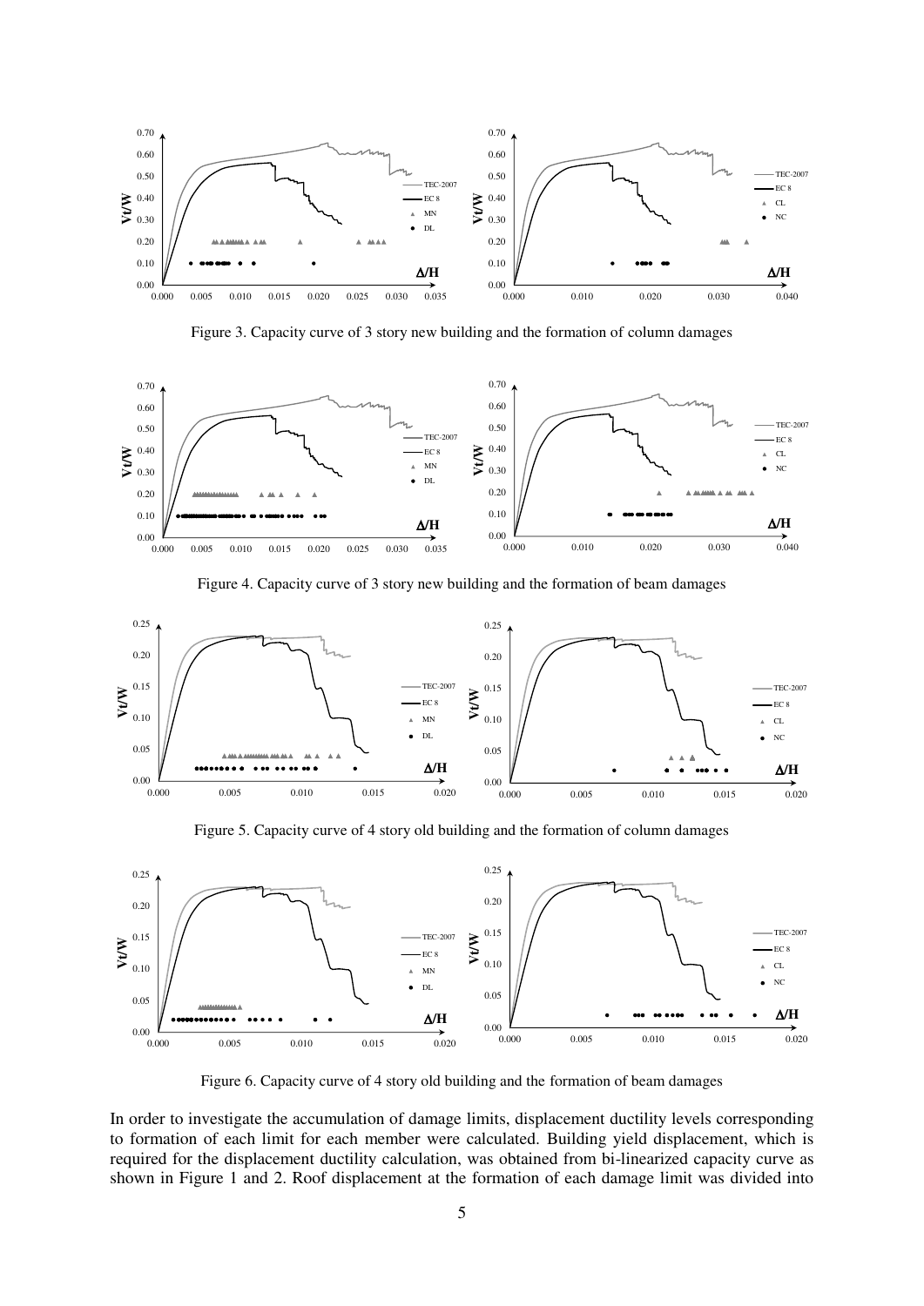Figure 3. Capacity curve of 3 story new building and the formation of column damages

Figure 4. Capacity curve of 3 story new building and the formation of beam damages

Figure 5. Capacity curve of 4 story old building and the formation of column damages

Figure 6. Capacity curve of 4 story old building and the formation of beam damages

In order to investigate the accumulation of damage limits, displacement ductility levels corresponding to formation of each limit for each member were calculated. Building yield displacement, which is required for the displacement ductility calculation, was obtained from bi-linearized capacity curve as shown in Figure 1 and 2. Roof displacement at the formation of each damage limit was divided into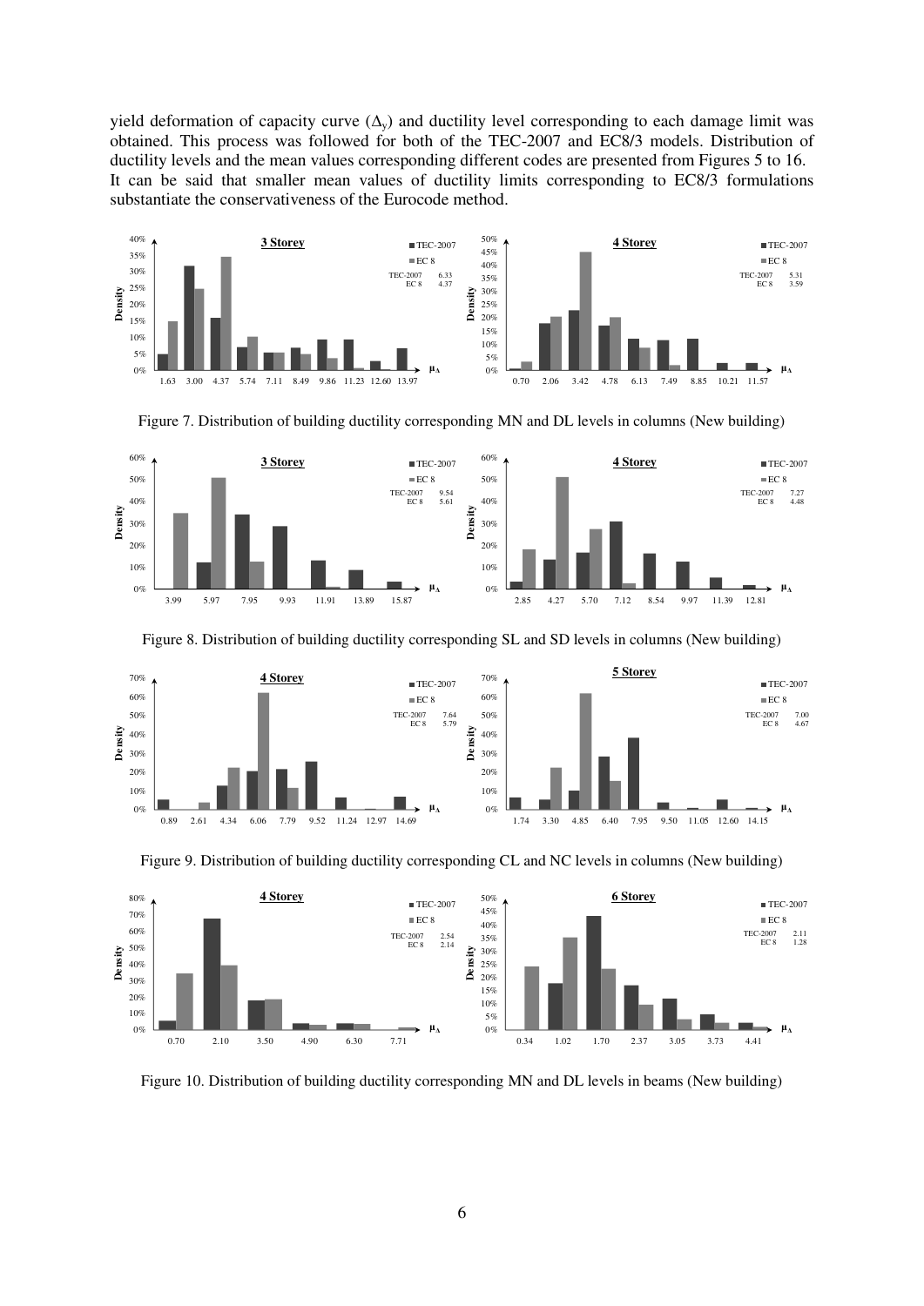yield deformation of capacity curve ($\Delta_y$) and ductility level corresponding to each damage limit was obtained. This process was followed for both of the TEC-2007 and EC8/3 models. Distribution of ductility levels and the mean values corresponding different codes are presented from Figures 5 to 16. It can be said that smaller mean values of ductility limits corresponding to EC8/3 formulations substantiate the conservativeness of the Eurocode method.

Figure 7. Distribution of building ductility corresponding MN and DL levels in columns (New building)

Figure 8. Distribution of building ductility corresponding SL and SD levels in columns (New building)

Figure 9. Distribution of building ductility corresponding CL and NC levels in columns (New building)

Figure 10. Distribution of building ductility corresponding MN and DL levels in beams (New building)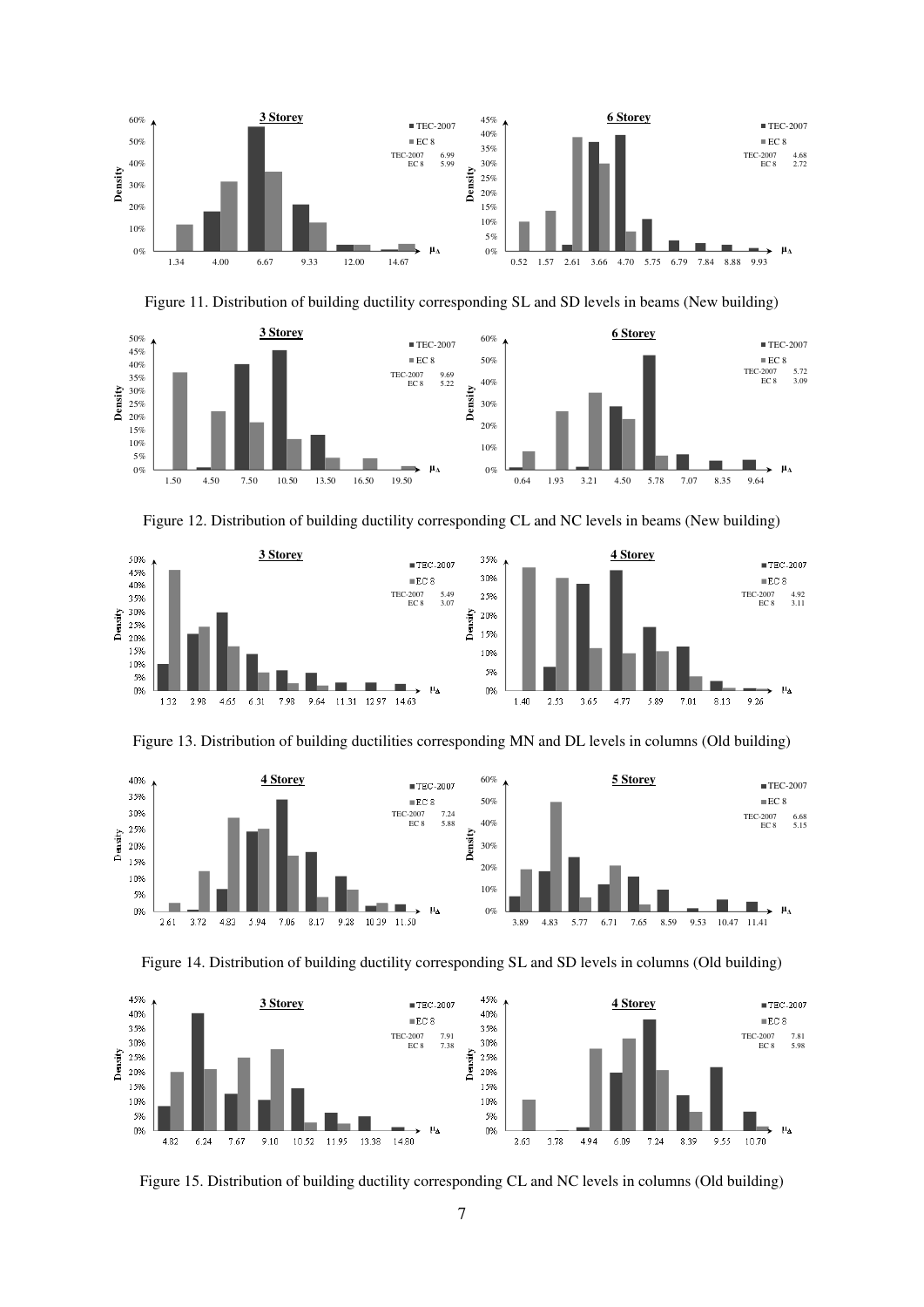Figure 11. Distribution of building ductility corresponding SL and SD levels in beams (New building)

Figure 12. Distribution of building ductility corresponding CL and NC levels in beams (New building)

Figure 13. Distribution of building ductilities corresponding MN and DL levels in columns (Old building)

Figure 14. Distribution of building ductility corresponding SL and SD levels in columns (Old building)

Figure 15. Distribution of building ductility corresponding CL and NC levels in columns (Old building)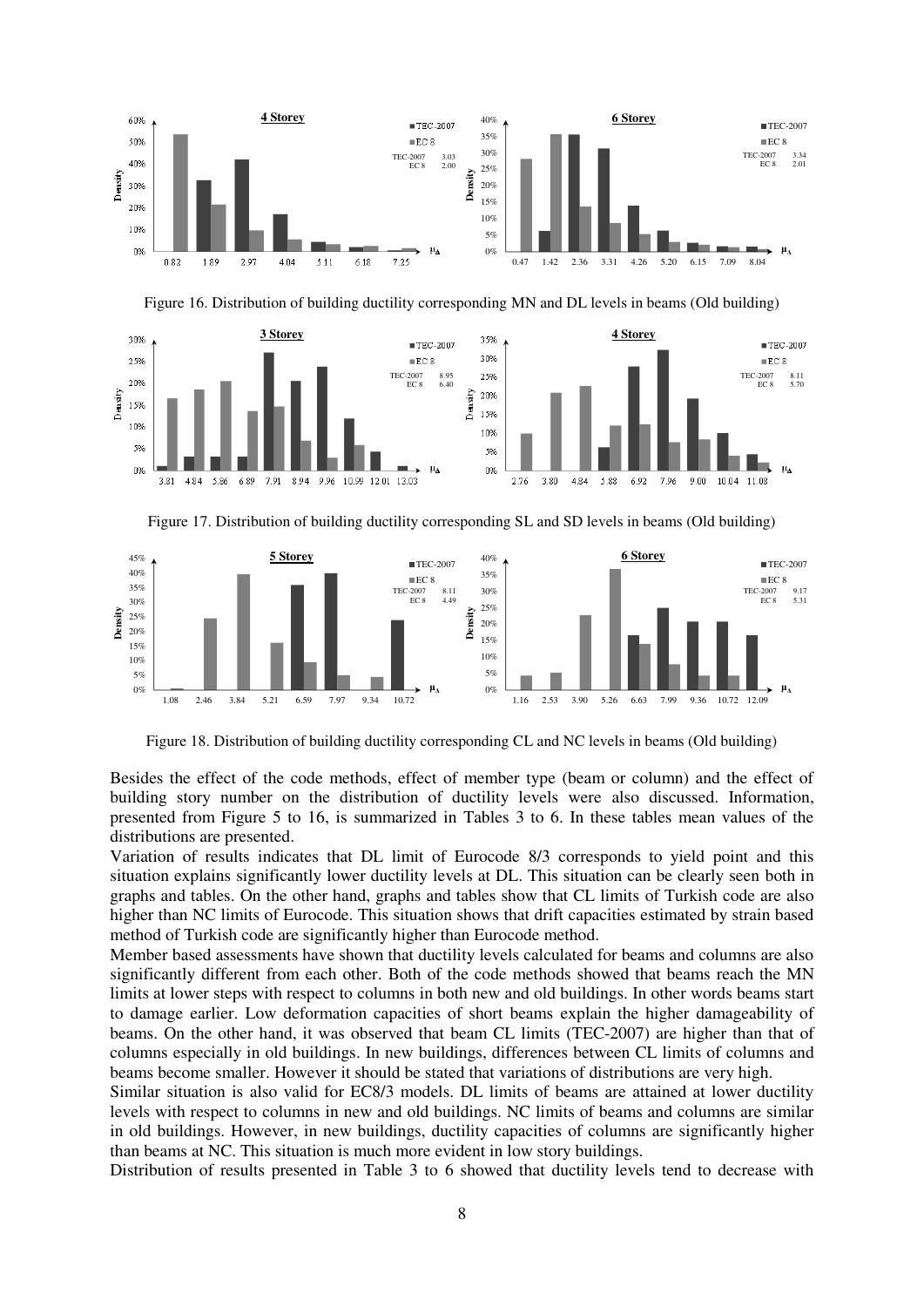Figure 16. Distribution of building ductility corresponding MN and DL levels in beams (Old building)

Figure 17. Distribution of building ductility corresponding SL and SD levels in beams (Old building)

Figure 18. Distribution of building ductility corresponding CL and NC levels in beams (Old building)

Besides the effect of the code methods, effect of member type (beam or column) and the effect of building story number on the distribution of ductility levels were also discussed. Information, presented from Figure 5 to 16, is summarized in Tables 3 to 6. In these tables mean values of the distributions are presented.

Variation of results indicates that DL limit of Eurocode 8/3 corresponds to yield point and this situation explains significantly lower ductility levels at DL. This situation can be clearly seen both in graphs and tables. On the other hand, graphs and tables show that CL limits of Turkish code are also higher than NC limits of Eurocode. This situation shows that drift capacities estimated by strain based method of Turkish code are significantly higher than Eurocode method.

Member based assessments have shown that ductility levels calculated for beams and columns are also significantly different from each other. Both of the code methods showed that beams reach the MN limits at lower steps with respect to columns in both new and old buildings. In other words beams start to damage earlier. Low deformation capacities of short beams explain the higher damageability of beams. On the other hand, it was observed that beam CL limits (TEC-2007) are higher than that of columns especially in old buildings. In new buildings, differences between CL limits of columns and beams become smaller. However it should be stated that variations of distributions are very high.

Similar situation is also valid for EC8/3 models. DL limits of beams are attained at lower ductility levels with respect to columns in new and old buildings. NC limits of beams and columns are similar in old buildings. However, in new buildings, ductility capacities of columns are significantly higher than beams at NC. This situation is much more evident in low story buildings.

Distribution of results presented in Table 3 to 6 showed that ductility levels tend to decrease with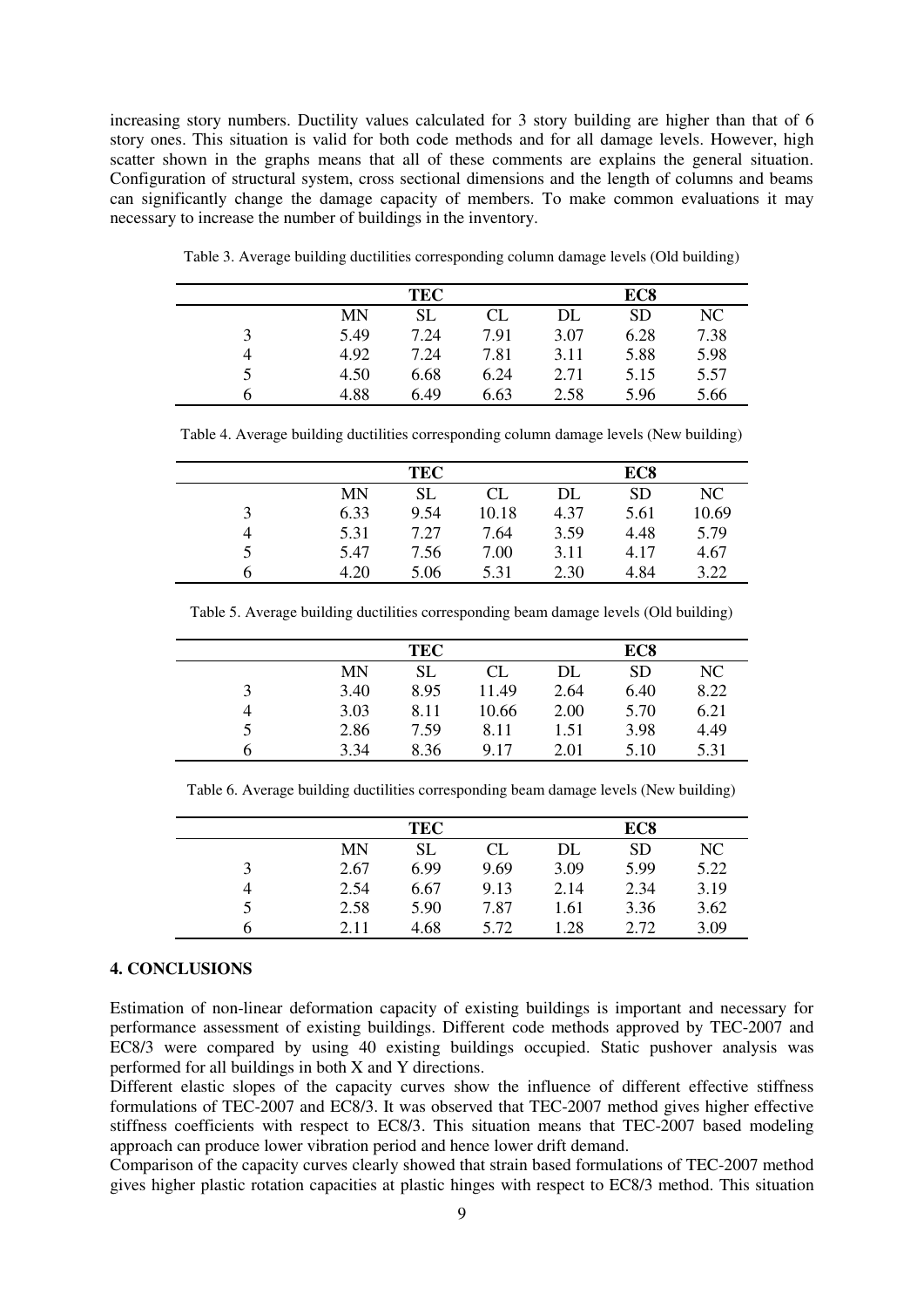increasing story numbers. Ductility values calculated for 3 story building are higher than that of 6 story ones. This situation is valid for both code methods and for all damage levels. However, high scatter shown in the graphs means that all of these comments are explains the general situation. Configuration of structural system, cross sectional dimensions and the length of columns and beams can significantly change the damage capacity of members. To make common evaluations it may necessary to increase the number of buildings in the inventory.

Table 3. Average building ductilities corresponding column damage levels (Old building)

| | TEC | | | EC8 | | |
|---|---|---|---|---|---|---|
| | MN | SL | CL | DL | SD | NC |
| 3 | 5.49 | 7.24 | 7.91 | 3.07 | 6.28 | 7.38 |
| 4 | 4.92 | 7.24 | 7.81 | 3.11 | 5.88 | 5.98 |
| 5 | 4.50 | 6.68 | 6.24 | 2.71 | 5.15 | 5.57 |
| 6 | 4.88 | 6.49 | 6.63 | 2.58 | 5.96 | 5.66 |

Table 4. Average building ductilities corresponding column damage levels (New building)

| | TEC | | | EC8 | | |
|---|---|---|---|---|---|---|
| | MN | SL | CL | DL | SD | NC |
| 3 | 6.33 | 9.54 | 10.18 | 4.37 | 5.61 | 10.69 |
| 4 | 5.31 | 7.27 | 7.64 | 3.59 | 4.48 | 5.79 |
| 5 | 5.47 | 7.56 | 7.00 | 3.11 | 4.17 | 4.67 |
| 6 | 4.20 | 5.06 | 5.31 | 2.30 | 4.84 | 3.22 |

Table 5. Average building ductilities corresponding beam damage levels (Old building)

| | TEC | | | EC8 | | |
|---|---|---|---|---|---|---|
| | MN | SL | CL | DL | SD | NC |
| 3 | 3.40 | 8.95 | 11.49 | 2.64 | 6.40 | 8.22 |
| 4 | 3.03 | 8.11 | 10.66 | 2.00 | 5.70 | 6.21 |
| 5 | 2.86 | 7.59 | 8.11 | 1.51 | 3.98 | 4.49 |
| 6 | 3.34 | 8.36 | 9.17 | 2.01 | 5.10 | 5.31 |

Table 6. Average building ductilities corresponding beam damage levels (New building)

| | TEC | | | EC8 | | |
|---|---|---|---|---|---|---|
| | MN | SL | CL | DL | SD | NC |
| 3 | 2.67 | 6.99 | 9.69 | 3.09 | 5.99 | 5.22 |
| 4 | 2.54 | 6.67 | 9.13 | 2.14 | 2.34 | 3.19 |
| 5 | 2.58 | 5.90 | 7.87 | 1.61 | 3.36 | 3.62 |
| 6 | 2.11 | 4.68 | 5.72 | 1.28 | 2.72 | 3.09 |

## 4. CONCLUSIONS

Estimation of non-linear deformation capacity of existing buildings is important and necessary for performance assessment of existing buildings. Different code methods approved by TEC-2007 and EC8/3 were compared by using 40 existing buildings occupied. Static pushover analysis was performed for all buildings in both X and Y directions.

Different elastic slopes of the capacity curves show the influence of different effective stiffness formulations of TEC-2007 and EC8/3. It was observed that TEC-2007 method gives higher effective stiffness coefficients with respect to EC8/3. This situation means that TEC-2007 based modeling approach can produce lower vibration period and hence lower drift demand.

Comparison of the capacity curves clearly showed that strain based formulations of TEC-2007 method gives higher plastic rotation capacities at plastic hinges with respect to EC8/3 method. This situation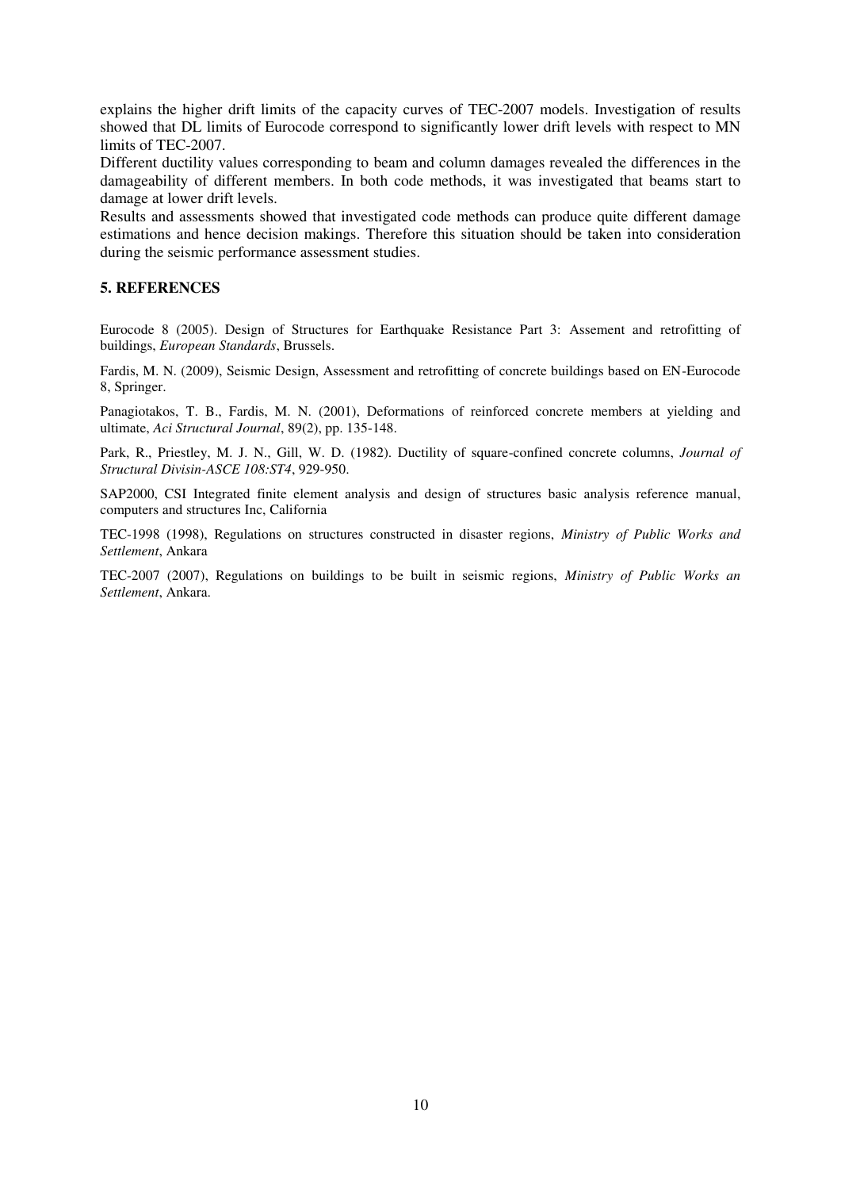explains the higher drift limits of the capacity curves of TEC-2007 models. Investigation of results showed that DL limits of Eurocode correspond to significantly lower drift levels with respect to MN limits of TEC-2007.

Different ductility values corresponding to beam and column damages revealed the differences in the damageability of different members. In both code methods, it was investigated that beams start to damage at lower drift levels.

Results and assessments showed that investigated code methods can produce quite different damage estimations and hence decision makings. Therefore this situation should be taken into consideration during the seismic performance assessment studies.

## 5. REFERENCES

Eurocode 8 (2005). Design of Structures for Earthquake Resistance Part 3: Assement and retrofitting of buildings, *European Standards*, Brussels.

Fardis, M. N. (2009), Seismic Design, Assessment and retrofitting of concrete buildings based on EN-Eurocode 8, Springer.

Panagiotakos, T. B., Fardis, M. N. (2001), Deformations of reinforced concrete members at yielding and ultimate, *Aci Structural Journal*, 89(2), pp. 135-148.

Park, R., Priestley, M. J. N., Gill, W. D. (1982). Ductility of square-confined concrete columns, *Journal of Structural Divisin-ASCE 108:ST4*, 929-950.

SAP2000, CSI Integrated finite element analysis and design of structures basic analysis reference manual, computers and structures Inc, California

TEC-1998 (1998), Regulations on structures constructed in disaster regions, *Ministry of Public Works and Settlement*, Ankara

TEC-2007 (2007), Regulations on buildings to be built in seismic regions, *Ministry of Public Works an Settlement*, Ankara.